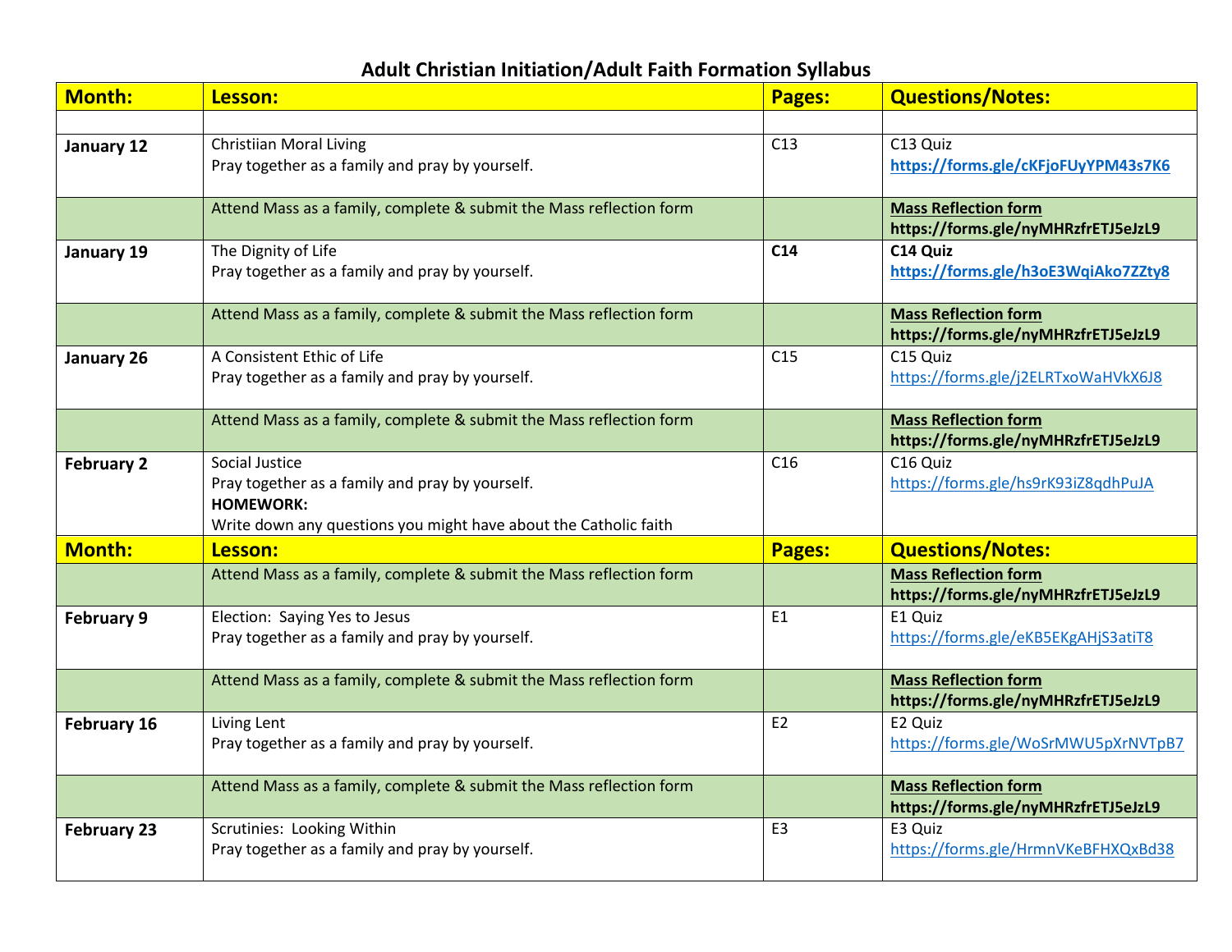# Adult Christian Initiation/Adult Faith Formation Syllabus

| Month: | Lesson: | Pages: | Questions/Notes: |
|---|---|---|---|
| | | | |
| **January 12** | Christiian Moral Living<br>Pray together as a family and pray by yourself. | C13 | C13 Quiz<br>**https://forms.gle/cKFjoFUyYPM43s7K6** |
| | Attend Mass as a family, complete & submit the Mass reflection form | | **Mass Reflection form**<br>**https://forms.gle/nyMHRzfrETJ5eJzL9** |
| **January 19** | The Dignity of Life<br>Pray together as a family and pray by yourself. | **C14** | **C14 Quiz**<br>**https://forms.gle/h3oE3WqiAko7ZZty8** |
| | Attend Mass as a family, complete & submit the Mass reflection form | | **Mass Reflection form**<br>**https://forms.gle/nyMHRzfrETJ5eJzL9** |
| **January 26** | A Consistent Ethic of Life<br>Pray together as a family and pray by yourself. | C15 | C15 Quiz<br>https://forms.gle/j2ELRTxoWaHVkX6J8 |
| | Attend Mass as a family, complete & submit the Mass reflection form | | **Mass Reflection form**<br>**https://forms.gle/nyMHRzfrETJ5eJzL9** |
| **February 2** | Social Justice<br>Pray together as a family and pray by yourself.<br>**HOMEWORK:**<br>Write down any questions you might have about the Catholic faith | C16 | C16 Quiz<br>https://forms.gle/hs9rK93iZ8qdhPuJA |
| **Month:** | **Lesson:** | **Pages:** | **Questions/Notes:** |
| | Attend Mass as a family, complete & submit the Mass reflection form | | **Mass Reflection form**<br>**https://forms.gle/nyMHRzfrETJ5eJzL9** |
| **February 9** | Election: Saying Yes to Jesus<br>Pray together as a family and pray by yourself. | E1 | E1 Quiz<br>https://forms.gle/eKB5EKgAHjS3atiT8 |
| | Attend Mass as a family, complete & submit the Mass reflection form | | **Mass Reflection form**<br>**https://forms.gle/nyMHRzfrETJ5eJzL9** |
| **February 16** | Living Lent<br>Pray together as a family and pray by yourself. | E2 | E2 Quiz<br>https://forms.gle/WoSrMWU5pXrNVTpB7 |
| | Attend Mass as a family, complete & submit the Mass reflection form | | **Mass Reflection form**<br>**https://forms.gle/nyMHRzfrETJ5eJzL9** |
| **February 23** | Scrutinies: Looking Within<br>Pray together as a family and pray by yourself. | E3 | E3 Quiz<br>https://forms.gle/HrmnVKeBFHXQxBd38 |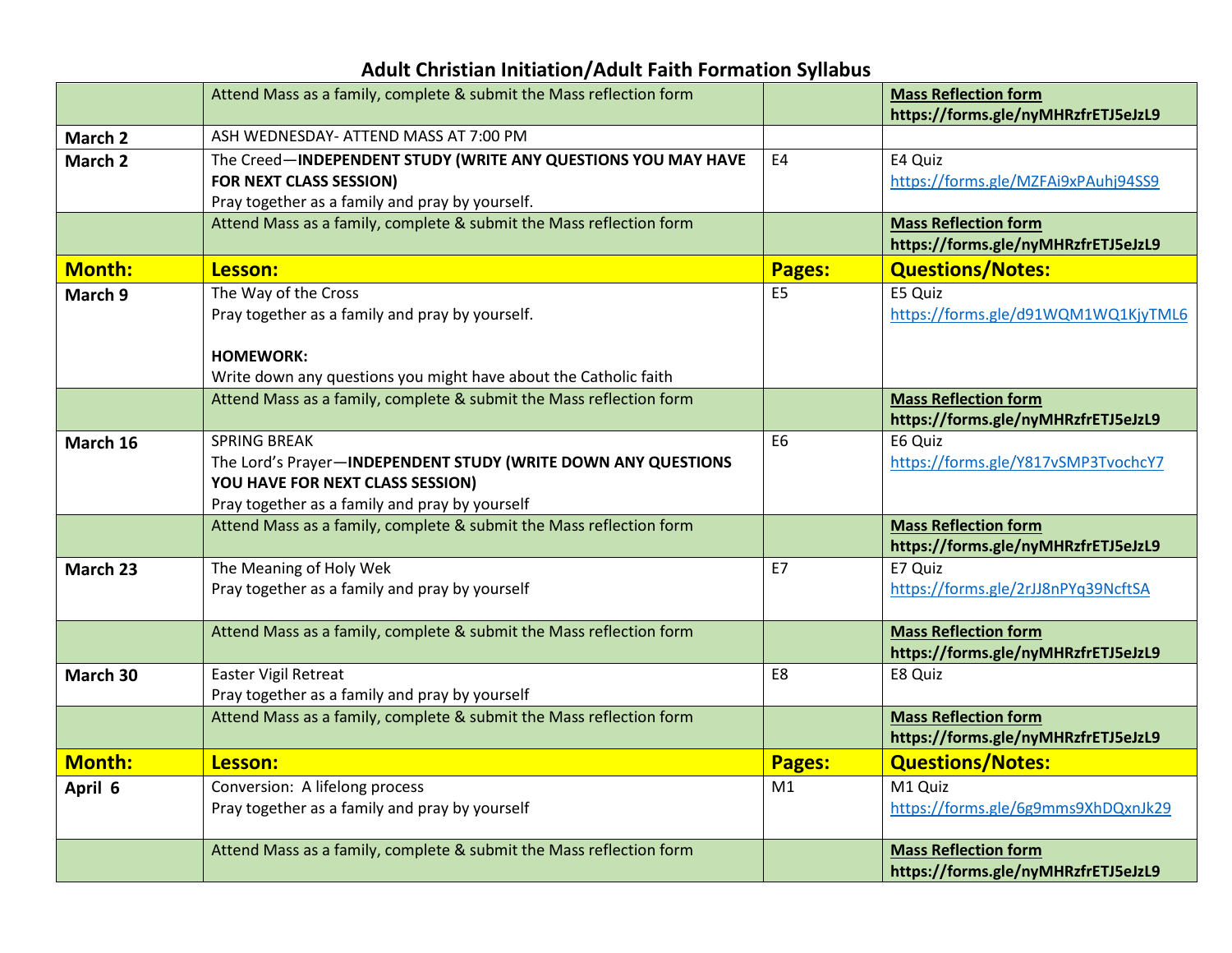# Adult Christian Initiation/Adult Faith Formation Syllabus

| | | | |
|---|---|---|---|
| | Attend Mass as a family, complete & submit the Mass reflection form | | **Mass Reflection form** **https://forms.gle/nyMHRzfrETJ5eJzL9** |
| **March 2** | ASH WEDNESDAY- ATTEND MASS AT 7:00 PM | | |
| **March 2** | The Creed—**INDEPENDENT STUDY (WRITE ANY QUESTIONS YOU MAY HAVE FOR NEXT CLASS SESSION)** Pray together as a family and pray by yourself. | E4 | E4 Quiz https://forms.gle/MZFAi9xPAuhj94SS9 |
| | Attend Mass as a family, complete & submit the Mass reflection form | | **Mass Reflection form** **https://forms.gle/nyMHRzfrETJ5eJzL9** |
| **Month:** | **Lesson:** | **Pages:** | **Questions/Notes:** |
| **March 9** | The Way of the Cross Pray together as a family and pray by yourself. **HOMEWORK:** Write down any questions you might have about the Catholic faith | E5 | E5 Quiz https://forms.gle/d91WQM1WQ1KjyTML6 |
| | Attend Mass as a family, complete & submit the Mass reflection form | | **Mass Reflection form** **https://forms.gle/nyMHRzfrETJ5eJzL9** |
| **March 16** | SPRING BREAK The Lord's Prayer—**INDEPENDENT STUDY (WRITE DOWN ANY QUESTIONS YOU HAVE FOR NEXT CLASS SESSION)** Pray together as a family and pray by yourself | E6 | E6 Quiz https://forms.gle/Y817vSMP3TvochcY7 |
| | Attend Mass as a family, complete & submit the Mass reflection form | | **Mass Reflection form** **https://forms.gle/nyMHRzfrETJ5eJzL9** |
| **March 23** | The Meaning of Holy Wek Pray together as a family and pray by yourself | E7 | E7 Quiz https://forms.gle/2rJJ8nPYq39NcftSA |
| | Attend Mass as a family, complete & submit the Mass reflection form | | **Mass Reflection form** **https://forms.gle/nyMHRzfrETJ5eJzL9** |
| **March 30** | Easter Vigil Retreat Pray together as a family and pray by yourself | E8 | E8 Quiz |
| | Attend Mass as a family, complete & submit the Mass reflection form | | **Mass Reflection form** **https://forms.gle/nyMHRzfrETJ5eJzL9** |
| **Month:** | **Lesson:** | **Pages:** | **Questions/Notes:** |
| **April 6** | Conversion: A lifelong process Pray together as a family and pray by yourself | M1 | M1 Quiz https://forms.gle/6g9mms9XhDQxnJk29 |
| | Attend Mass as a family, complete & submit the Mass reflection form | | **Mass Reflection form** **https://forms.gle/nyMHRzfrETJ5eJzL9** |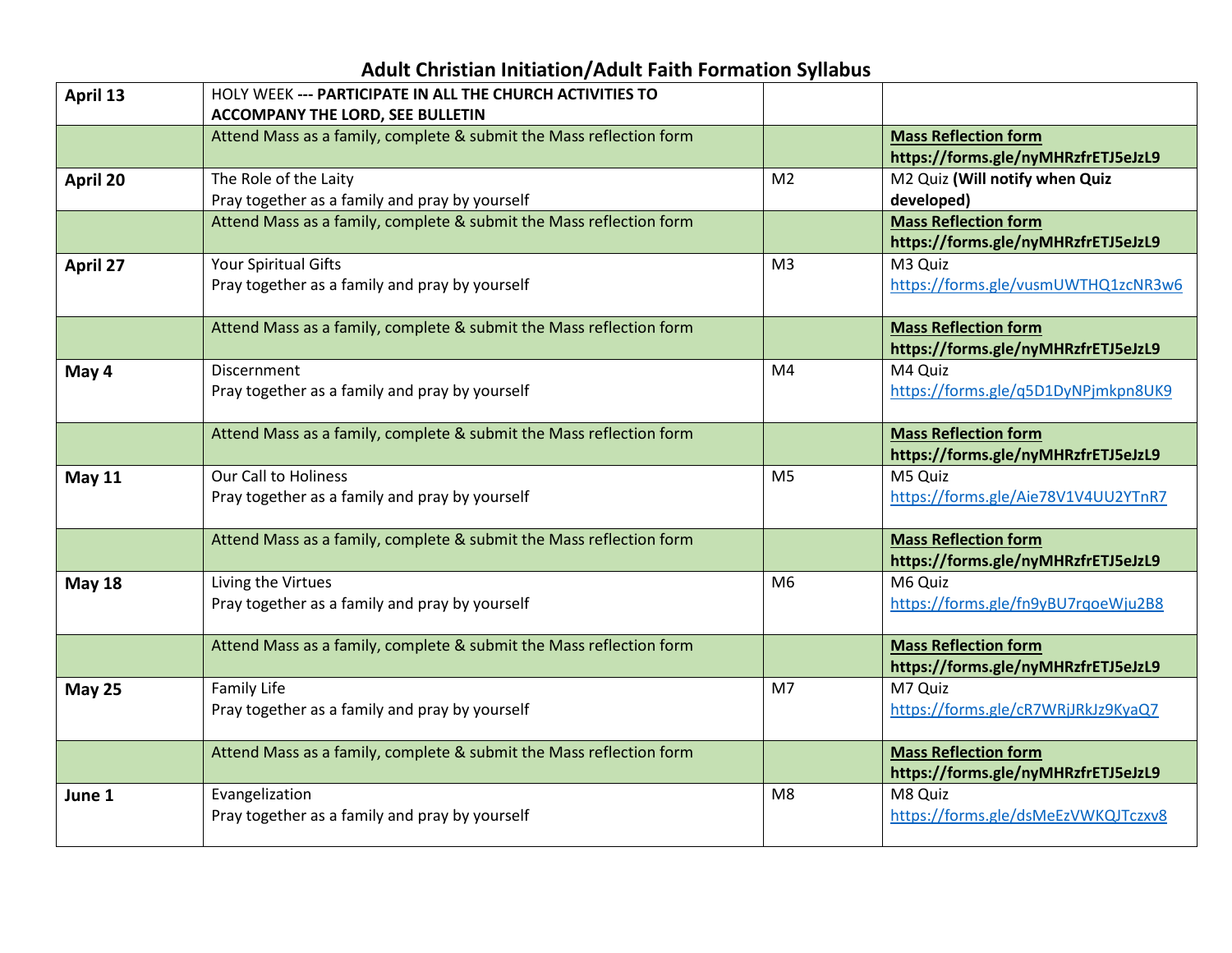# Adult Christian Initiation/Adult Faith Formation Syllabus

| | | | |
|---|---|---|---|
| **April 13** | HOLY WEEK **--- PARTICIPATE IN ALL THE CHURCH ACTIVITIES TO ACCOMPANY THE LORD, SEE BULLETIN** | | |
| | Attend Mass as a family, complete & submit the Mass reflection form | | **Mass Reflection form https://forms.gle/nyMHRzfrETJ5eJzL9** |
| **April 20** | The Role of the Laity<br>Pray together as a family and pray by yourself | M2 | M2 Quiz **(Will notify when Quiz developed)** |
| | Attend Mass as a family, complete & submit the Mass reflection form | | **Mass Reflection form https://forms.gle/nyMHRzfrETJ5eJzL9** |
| **April 27** | Your Spiritual Gifts<br>Pray together as a family and pray by yourself | M3 | M3 Quiz<br>https://forms.gle/vusmUWTHQ1zcNR3w6 |
| | Attend Mass as a family, complete & submit the Mass reflection form | | **Mass Reflection form https://forms.gle/nyMHRzfrETJ5eJzL9** |
| **May 4** | Discernment<br>Pray together as a family and pray by yourself | M4 | M4 Quiz<br>https://forms.gle/q5D1DyNPjmkpn8UK9 |
| | Attend Mass as a family, complete & submit the Mass reflection form | | **Mass Reflection form https://forms.gle/nyMHRzfrETJ5eJzL9** |
| **May 11** | Our Call to Holiness<br>Pray together as a family and pray by yourself | M5 | M5 Quiz<br>https://forms.gle/Aie78V1V4UU2YTnR7 |
| | Attend Mass as a family, complete & submit the Mass reflection form | | **Mass Reflection form https://forms.gle/nyMHRzfrETJ5eJzL9** |
| **May 18** | Living the Virtues<br>Pray together as a family and pray by yourself | M6 | M6 Quiz<br>https://forms.gle/fn9yBU7rqoeWju2B8 |
| | Attend Mass as a family, complete & submit the Mass reflection form | | **Mass Reflection form https://forms.gle/nyMHRzfrETJ5eJzL9** |
| **May 25** | Family Life<br>Pray together as a family and pray by yourself | M7 | M7 Quiz<br>https://forms.gle/cR7WRjJRkJz9KyaQ7 |
| | Attend Mass as a family, complete & submit the Mass reflection form | | **Mass Reflection form https://forms.gle/nyMHRzfrETJ5eJzL9** |
| **June 1** | Evangelization<br>Pray together as a family and pray by yourself | M8 | M8 Quiz<br>https://forms.gle/dsMeEzVWKQJTczxv8 |